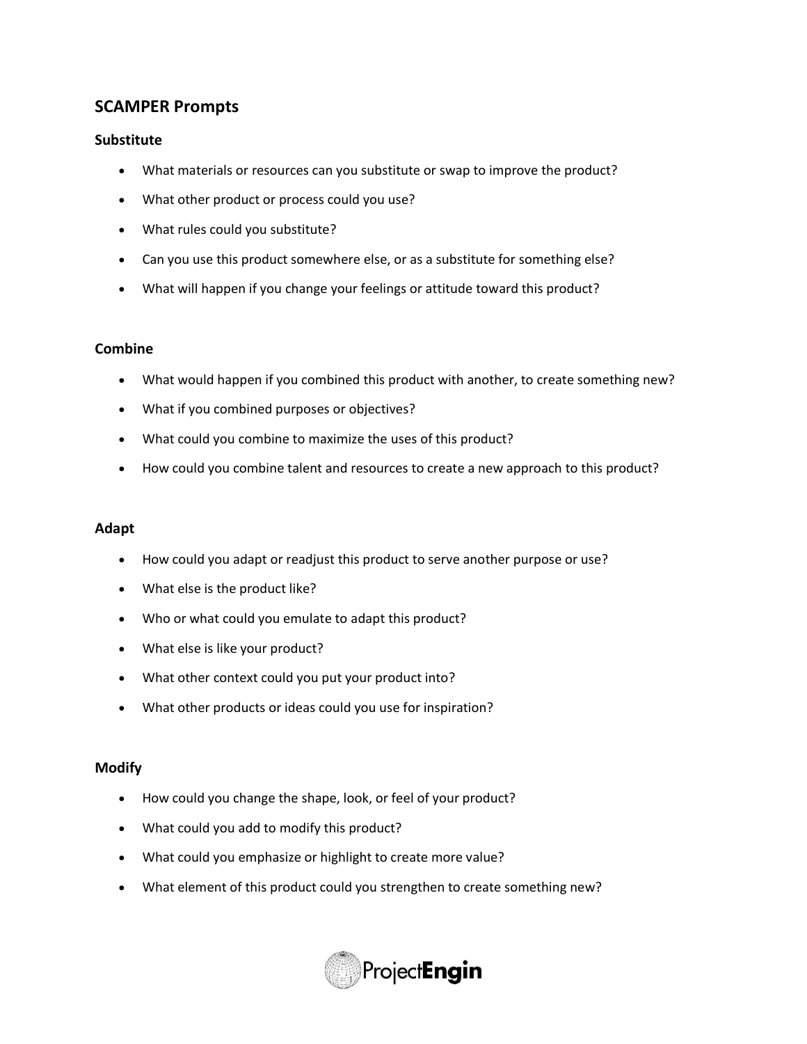## SCAMPER Prompts

### Substitute

- What materials or resources can you substitute or swap to improve the product?
- What other product or process could you use?
- What rules could you substitute?
- Can you use this product somewhere else, or as a substitute for something else?
- What will happen if you change your feelings or attitude toward this product?

### Combine

- What would happen if you combined this product with another, to create something new?
- What if you combined purposes or objectives?
- What could you combine to maximize the uses of this product?
- How could you combine talent and resources to create a new approach to this product?

### Adapt

- How could you adapt or readjust this product to serve another purpose or use?
- What else is the product like?
- Who or what could you emulate to adapt this product?
- What else is like your product?
- What other context could you put your product into?
- What other products or ideas could you use for inspiration?

### Modify

- How could you change the shape, look, or feel of your product?
- What could you add to modify this product?
- What could you emphasize or highlight to create more value?
- What element of this product could you strengthen to create something new?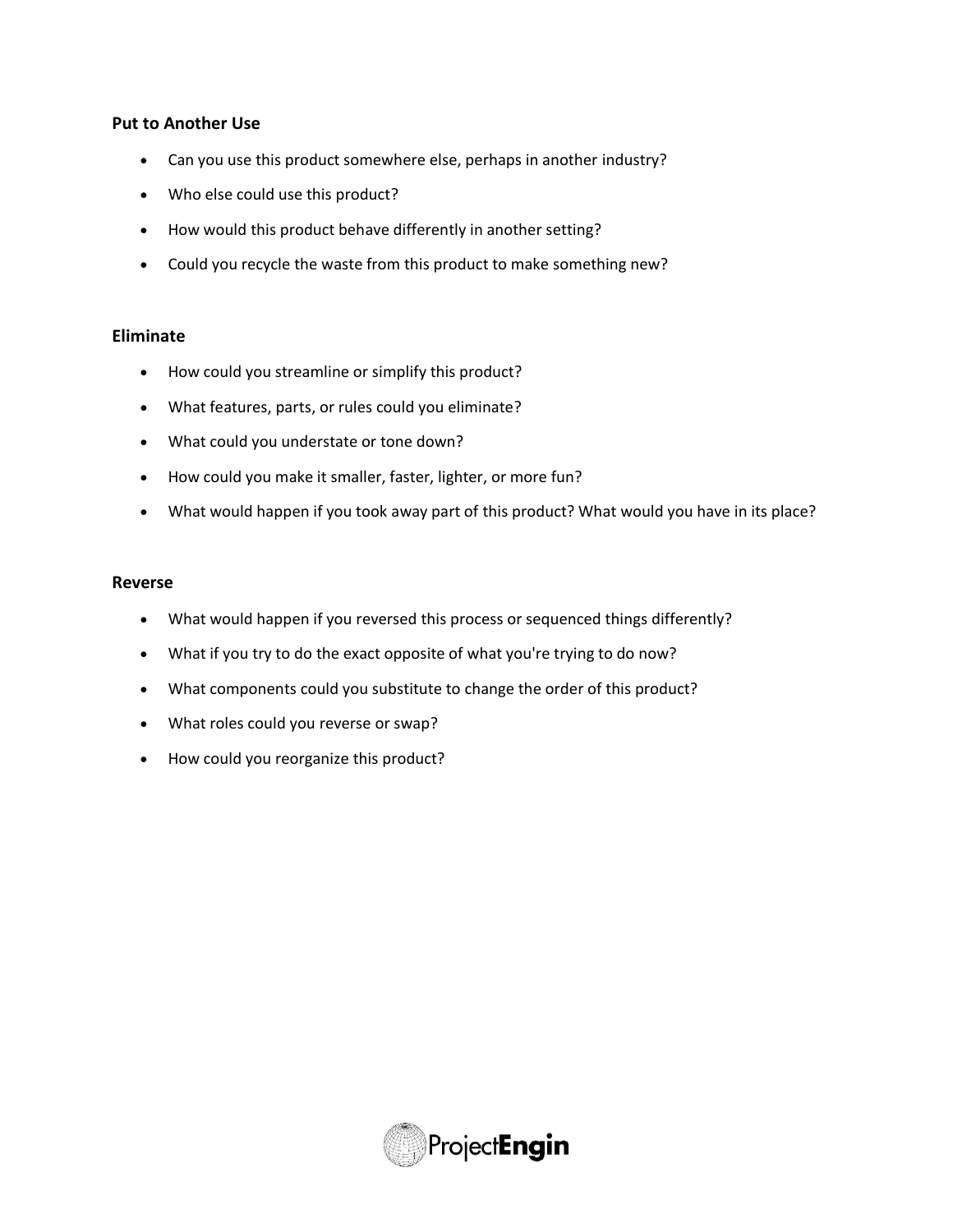**Put to Another Use**

- Can you use this product somewhere else, perhaps in another industry?
- Who else could use this product?
- How would this product behave differently in another setting?
- Could you recycle the waste from this product to make something new?

**Eliminate**

- How could you streamline or simplify this product?
- What features, parts, or rules could you eliminate?
- What could you understate or tone down?
- How could you make it smaller, faster, lighter, or more fun?
- What would happen if you took away part of this product? What would you have in its place?

**Reverse**

- What would happen if you reversed this process or sequenced things differently?
- What if you try to do the exact opposite of what you're trying to do now?
- What components could you substitute to change the order of this product?
- What roles could you reverse or swap?
- How could you reorganize this product?